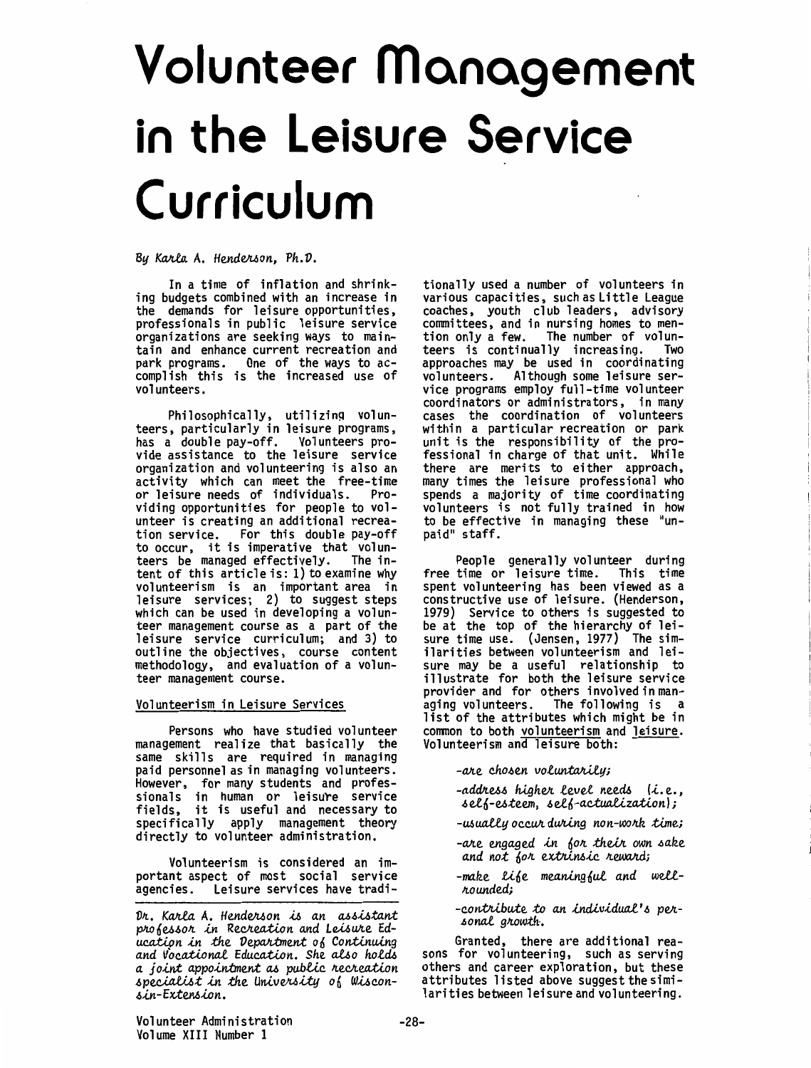# Volunteer Management in the Leisure Service Curriculum

*By Karla A. Henderson, Ph.D.*

In a time of inflation and shrinking budgets combined with an increase in the demands for leisure opportunities, professionals in public leisure service organizations are seeking ways to maintain and enhance current recreation and park programs. One of the ways to accomplish this is the increased use of volunteers.

Philosophically, utilizing volunteers, particularly in leisure programs, has a double pay-off. Volunteers provide assistance to the leisure service organization and volunteering is also an activity which can meet the free-time or leisure needs of individuals. Providing opportunities for people to volunteer is creating an additional recreation service. For this double pay-off to occur, it is imperative that volunteers be managed effectively. The intent of this article is: 1) to examine why volunteerism is an important area in leisure services; 2) to suggest steps which can be used in developing a volunteer management course as a part of the leisure service curriculum; and 3) to outline the objectives, course content methodology, and evaluation of a volunteer management course.

## Volunteerism in Leisure Services

Persons who have studied volunteer management realize that basically the same skills are required in managing paid personnel as in managing volunteers. However, for many students and professionals in human or leisure service fields, it is useful and necessary to specifically apply management theory directly to volunteer administration.

Volunteerism is considered an important aspect of most social service agencies. Leisure services have traditionally used a number of volunteers in various capacities, such as Little League coaches, youth club leaders, advisory committees, and in nursing homes to mention only a few. The number of volunteers is continually increasing. Two approaches may be used in coordinating volunteers. Although some leisure service programs employ full-time volunteer coordinators or administrators, in many cases the coordination of volunteers within a particular recreation or park unit is the responsibility of the professional in charge of that unit. While there are merits to either approach, many times the leisure professional who spends a majority of time coordinating volunteers is not fully trained in how to be effective in managing these "unpaid" staff.

People generally volunteer during free time or leisure time. This time spent volunteering has been viewed as a constructive use of leisure. (Henderson, 1979) Service to others is suggested to be at the top of the hierarchy of leisure time use. (Jensen, 1977) The similarities between volunteerism and leisure may be a useful relationship to illustrate for both the leisure service provider and for others involved in managing volunteers. The following is a list of the attributes which might be in common to both volunteerism and leisure. Volunteerism and leisure both:

- *are chosen voluntarily;*
- *address higher level needs (i.e., self-esteem, self-actualization);*
- *usually occur during non-work time;*
- *are engaged in for their own sake and not for extrinsic reward;*
- *make life meaningful and well-rounded;*
- *contribute to an individual's personal growth.*

Granted, there are additional reasons for volunteering, such as serving others and career exploration, but these attributes listed above suggest the similarities between leisure and volunteering.

---

*Dr. Karla A. Henderson is an assistant professor in Recreation and Leisure Education in the Department of Continuing and Vocational Education. She also holds a joint appointment as public recreation specialist in the University of Wisconsin-Extension.*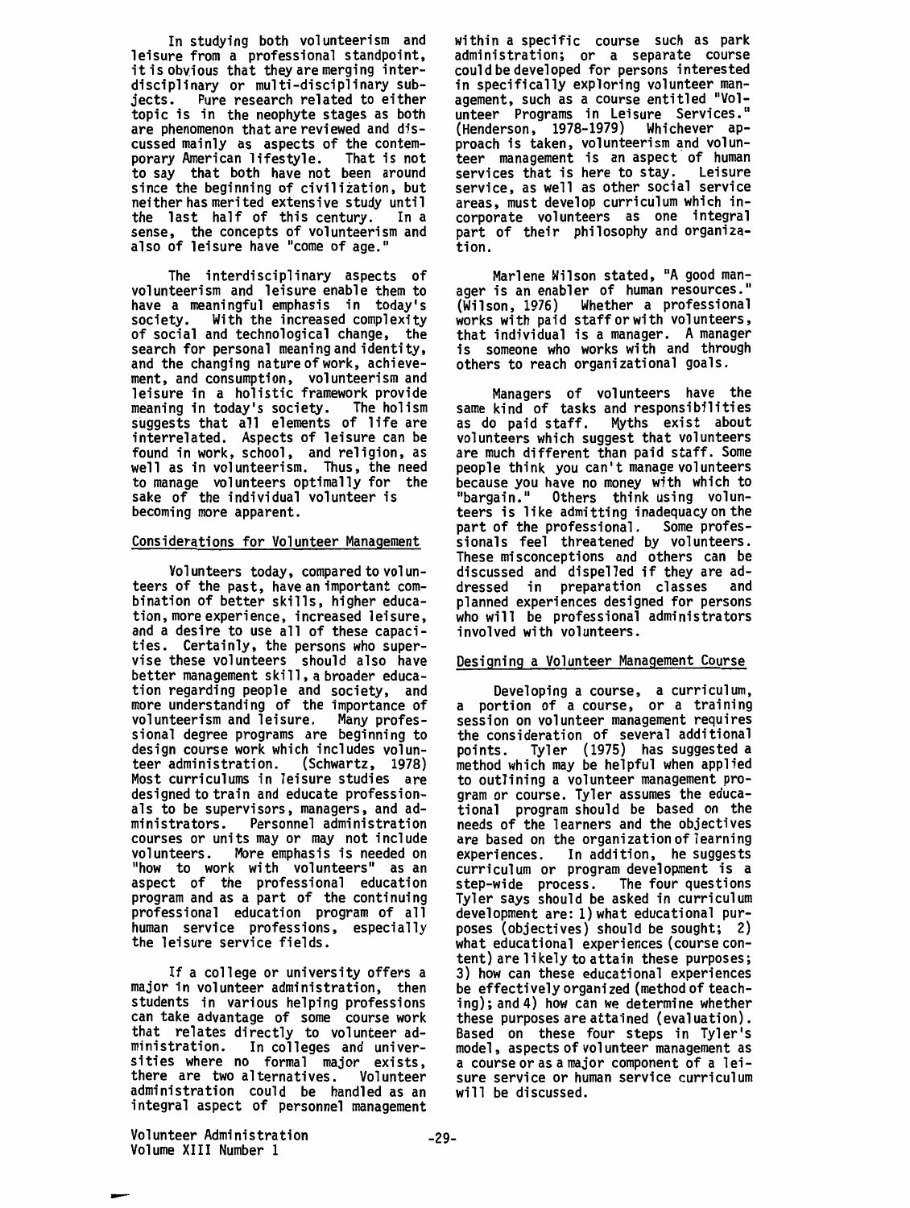In studying both volunteerism and leisure from a professional standpoint, it is obvious that they are merging interdisciplinary or multi-disciplinary subjects. Pure research related to either topic is in the neophyte stages as both are phenomenon that are reviewed and discussed mainly as aspects of the contemporary American lifestyle. That is not to say that both have not been around since the beginning of civilization, but neither has merited extensive study until the last half of this century. In a sense, the concepts of volunteerism and also of leisure have "come of age."

The interdisciplinary aspects of volunteerism and leisure enable them to have a meaningful emphasis in today's society. With the increased complexity of social and technological change, the search for personal meaning and identity, and the changing nature of work, achievement, and consumption, volunteerism and leisure in a holistic framework provide meaning in today's society. The holism suggests that all elements of life are interrelated. Aspects of leisure can be found in work, school, and religion, as well as in volunteerism. Thus, the need to manage volunteers optimally for the sake of the individual volunteer is becoming more apparent.

## Considerations for Volunteer Management

Volunteers today, compared to volunteers of the past, have an important combination of better skills, higher education, more experience, increased leisure, and a desire to use all of these capacities. Certainly, the persons who supervise these volunteers should also have better management skill, a broader education regarding people and society, and more understanding of the importance of volunteerism and leisure. Many professional degree programs are beginning to design course work which includes volunteer administration. (Schwartz, 1978) Most curriculums in leisure studies are designed to train and educate professionals to be supervisors, managers, and administrators. Personnel administration courses or units may or may not include volunteers. More emphasis is needed on "how to work with volunteers" as an aspect of the professional education program and as a part of the continuing professional education program of all human service professions, especially the leisure service fields.

If a college or university offers a major in volunteer administration, then students in various helping professions can take advantage of some course work that relates directly to volunteer administration. In colleges and universities where no formal major exists, there are two alternatives. Volunteer administration could be handled as an integral aspect of personnel management within a specific course such as park administration; or a separate course could be developed for persons interested in specifically exploring volunteer management, such as a course entitled "Volunteer Programs in Leisure Services." (Henderson, 1978-1979) Whichever approach is taken, volunteerism and volunteer management is an aspect of human services that is here to stay. Leisure service, as well as other social service areas, must develop curriculum which incorporate volunteers as one integral part of their philosophy and organization.

Marlene Wilson stated, "A good manager is an enabler of human resources." (Wilson, 1976) Whether a professional works with paid staff or with volunteers, that individual is a manager. A manager is someone who works with and through others to reach organizational goals.

Managers of volunteers have the same kind of tasks and responsibilities as do paid staff. Myths exist about volunteers which suggest that volunteers are much different than paid staff. Some people think you can't manage volunteers because you have no money with which to "bargain." Others think using volunteers is like admitting inadequacy on the part of the professional. Some professionals feel threatened by volunteers. These misconceptions and others can be discussed and dispelled if they are addressed in preparation classes and planned experiences designed for persons who will be professional administrators involved with volunteers.

## Designing a Volunteer Management Course

Developing a course, a curriculum, a portion of a course, or a training session on volunteer management requires the consideration of several additional points. Tyler (1975) has suggested a method which may be helpful when applied to outlining a volunteer management program or course. Tyler assumes the educational program should be based on the needs of the learners and the objectives are based on the organization of learning experiences. In addition, he suggests curriculum or program development is a step-wide process. The four questions Tyler says should be asked in curriculum development are: 1) what educational purposes (objectives) should be sought; 2) what educational experiences (course content) are likely to attain these purposes; 3) how can these educational experiences be effectively organized (method of teaching); and 4) how can we determine whether these purposes are attained (evaluation). Based on these four steps in Tyler's model, aspects of volunteer management as a course or as a major component of a leisure service or human service curriculum will be discussed.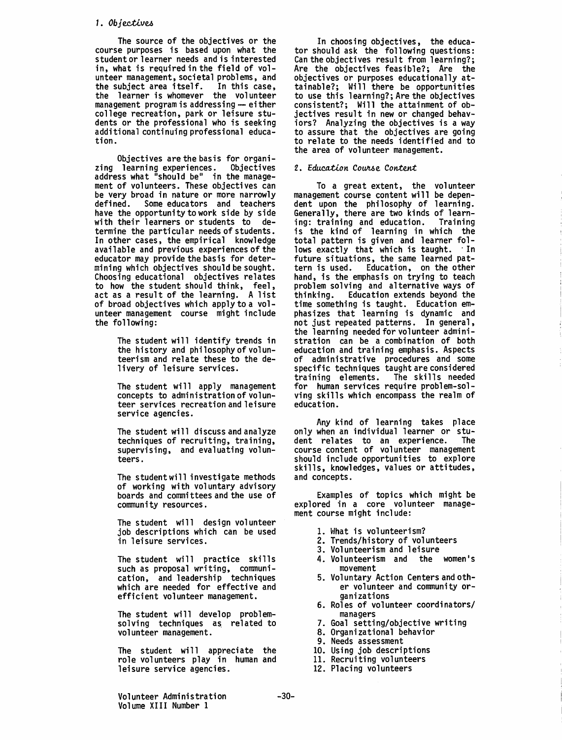### *1. Objectives*

The source of the objectives or the course purposes is based upon what the student or learner needs and is interested in, what is required in the field of volunteer management, societal problems, and the subject area itself. In this case, the learner is whomever the volunteer management program is addressing — either college recreation, park or leisure students or the professional who is seeking additional continuing professional education.

Objectives are the basis for organizing learning experiences. Objectives address what "should be" in the management of volunteers. These objectives can be very broad in nature or more narrowly defined. Some educators and teachers have the opportunity to work side by side with their learners or students to determine the particular needs of students. In other cases, the empirical knowledge available and previous experiences of the educator may provide the basis for determining which objectives should be sought. Choosing educational objectives relates to how the student should think, feel, act as a result of the learning. A list of broad objectives which apply to a volunteer management course might include the following:

> The student will identify trends in the history and philosophy of volunteerism and relate these to the delivery of leisure services.
>
> The student will apply management concepts to administration of volunteer services recreation and leisure service agencies.
>
> The student will discuss and analyze techniques of recruiting, training, supervising, and evaluating volunteers.
>
> The student will investigate methods of working with voluntary advisory boards and committees and the use of community resources.
>
> The student will design volunteer job descriptions which can be used in leisure services.
>
> The student will practice skills such as proposal writing, communication, and leadership techniques which are needed for effective and efficient volunteer management.
>
> The student will develop problem-solving techniques as related to volunteer management.
>
> The student will appreciate the role volunteers play in human and leisure service agencies.

In choosing objectives, the educator should ask the following questions: Can the objectives result from learning?; Are the objectives feasible?; Are the objectives or purposes educationally attainable?; Will there be opportunities to use this learning?; Are the objectives consistent?; Will the attainment of objectives result in new or changed behaviors? Analyzing the objectives is a way to assure that the objectives are going to relate to the needs identified and to the area of volunteer management.

### *2. Education Course Content*

To a great extent, the volunteer management course content will be dependent upon the philosophy of learning. Generally, there are two kinds of learning: training and education. Training is the kind of learning in which the total pattern is given and learner follows exactly that which is taught. In future situations, the same learned pattern is used. Education, on the other hand, is the emphasis on trying to teach problem solving and alternative ways of thinking. Education extends beyond the time something is taught. Education emphasizes that learning is dynamic and not just repeated patterns. In general, the learning needed for volunteer administration can be a combination of both education and training emphasis. Aspects of administrative procedures and some specific techniques taught are considered training elements. The skills needed for human services require problem-solving skills which encompass the realm of education.

Any kind of learning takes place only when an individual learner or student relates to an experience. The course content of volunteer management should include opportunities to explore skills, knowledges, values or attitudes, and concepts.

Examples of topics which might be explored in a core volunteer management course might include:

1. What is volunteerism?
2. Trends/history of volunteers
3. Volunteerism and leisure
4. Volunteerism and the women's movement
5. Voluntary Action Centers and other volunteer and community organizations
6. Roles of volunteer coordinators/managers
7. Goal setting/objective writing
8. Organizational behavior
9. Needs assessment
10. Using job descriptions
11. Recruiting volunteers
12. Placing volunteers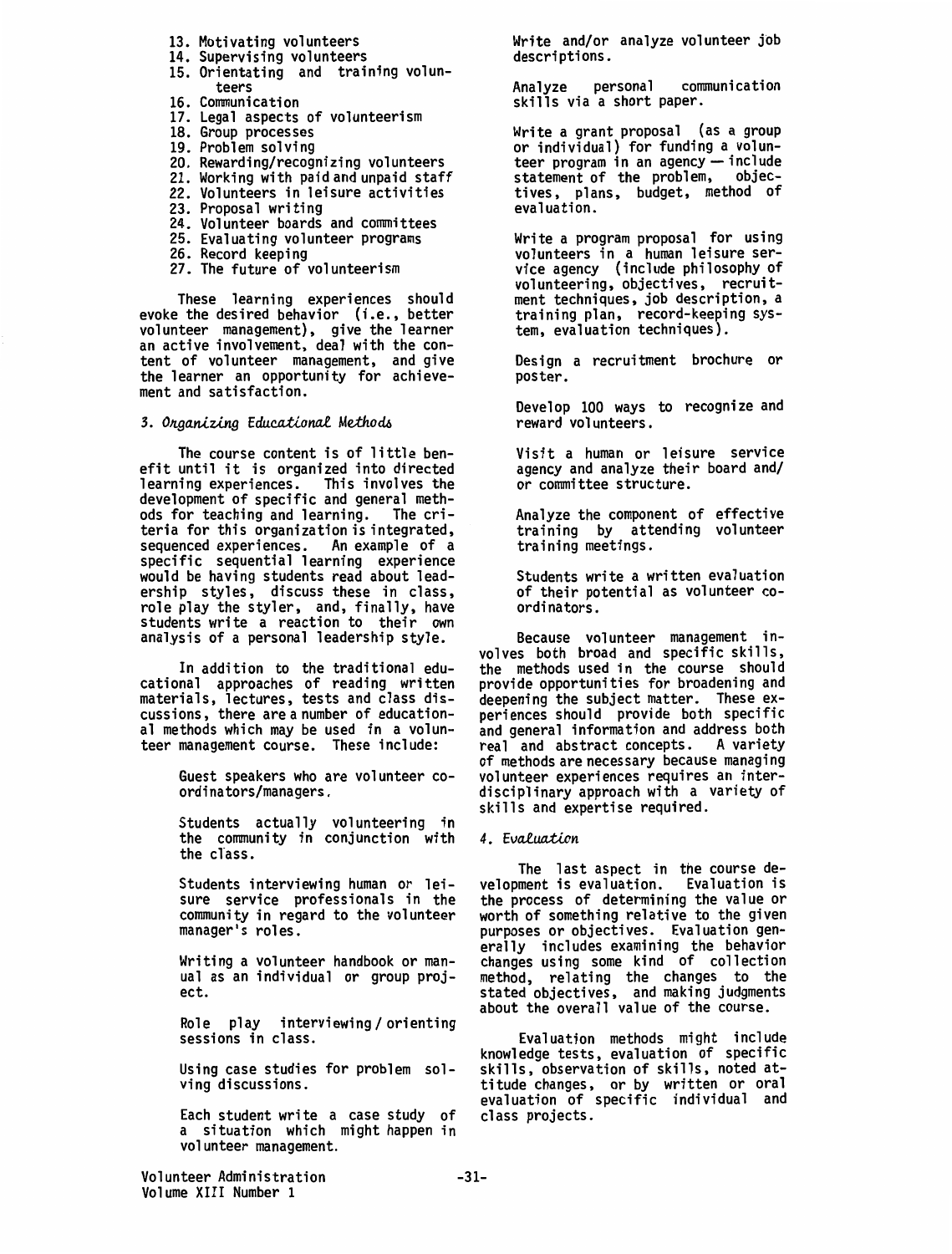13. Motivating volunteers
14. Supervising volunteers
15. Orientating and training volunteers
16. Communication
17. Legal aspects of volunteerism
18. Group processes
19. Problem solving
20. Rewarding/recognizing volunteers
21. Working with paid and unpaid staff
22. Volunteers in leisure activities
23. Proposal writing
24. Volunteer boards and committees
25. Evaluating volunteer programs
26. Record keeping
27. The future of volunteerism

These learning experiences should evoke the desired behavior (i.e., better volunteer management), give the learner an active involvement, deal with the content of volunteer management, and give the learner an opportunity for achievement and satisfaction.

### 3. *Organizing Educational Methods*

The course content is of little benefit until it is organized into directed learning experiences. This involves the development of specific and general methods for teaching and learning. The criteria for this organization is integrated, sequenced experiences. An example of a specific sequential learning experience would be having students read about leadership styles, discuss these in class, role play the styler, and, finally, have students write a reaction to their own analysis of a personal leadership style.

In addition to the traditional educational approaches of reading written materials, lectures, tests and class discussions, there are a number of educational methods which may be used in a volunteer management course. These include:

Guest speakers who are volunteer coordinators/managers.

Students actually volunteering in the community in conjunction with the class.

Students interviewing human or leisure service professionals in the community in regard to the volunteer manager's roles.

Writing a volunteer handbook or manual as an individual or group project.

Role play interviewing/orienting sessions in class.

Using case studies for problem solving discussions.

Each student write a case study of a situation which might happen in volunteer management.

Write and/or analyze volunteer job descriptions.

Analyze personal communication skills via a short paper.

Write a grant proposal (as a group or individual) for funding a volunteer program in an agency — include statement of the problem, objectives, plans, budget, method of evaluation.

Write a program proposal for using volunteers in a human leisure service agency (include philosophy of volunteering, objectives, recruitment techniques, job description, a training plan, record-keeping system, evaluation techniques).

Design a recruitment brochure or poster.

Develop 100 ways to recognize and reward volunteers.

Visit a human or leisure service agency and analyze their board and/or committee structure.

Analyze the component of effective training by attending volunteer training meetings.

Students write a written evaluation of their potential as volunteer coordinators.

Because volunteer management involves both broad and specific skills, the methods used in the course should provide opportunities for broadening and deepening the subject matter. These experiences should provide both specific and general information and address both real and abstract concepts. A variety of methods are necessary because managing volunteer experiences requires an interdisciplinary approach with a variety of skills and expertise required.

### 4. *Evaluation*

The last aspect in the course development is evaluation. Evaluation is the process of determining the value or worth of something relative to the given purposes or objectives. Evaluation generally includes examining the behavior changes using some kind of collection method, relating the changes to the stated objectives, and making judgments about the overall value of the course.

Evaluation methods might include knowledge tests, evaluation of specific skills, observation of skills, noted attitude changes, or by written or oral evaluation of specific individual and class projects.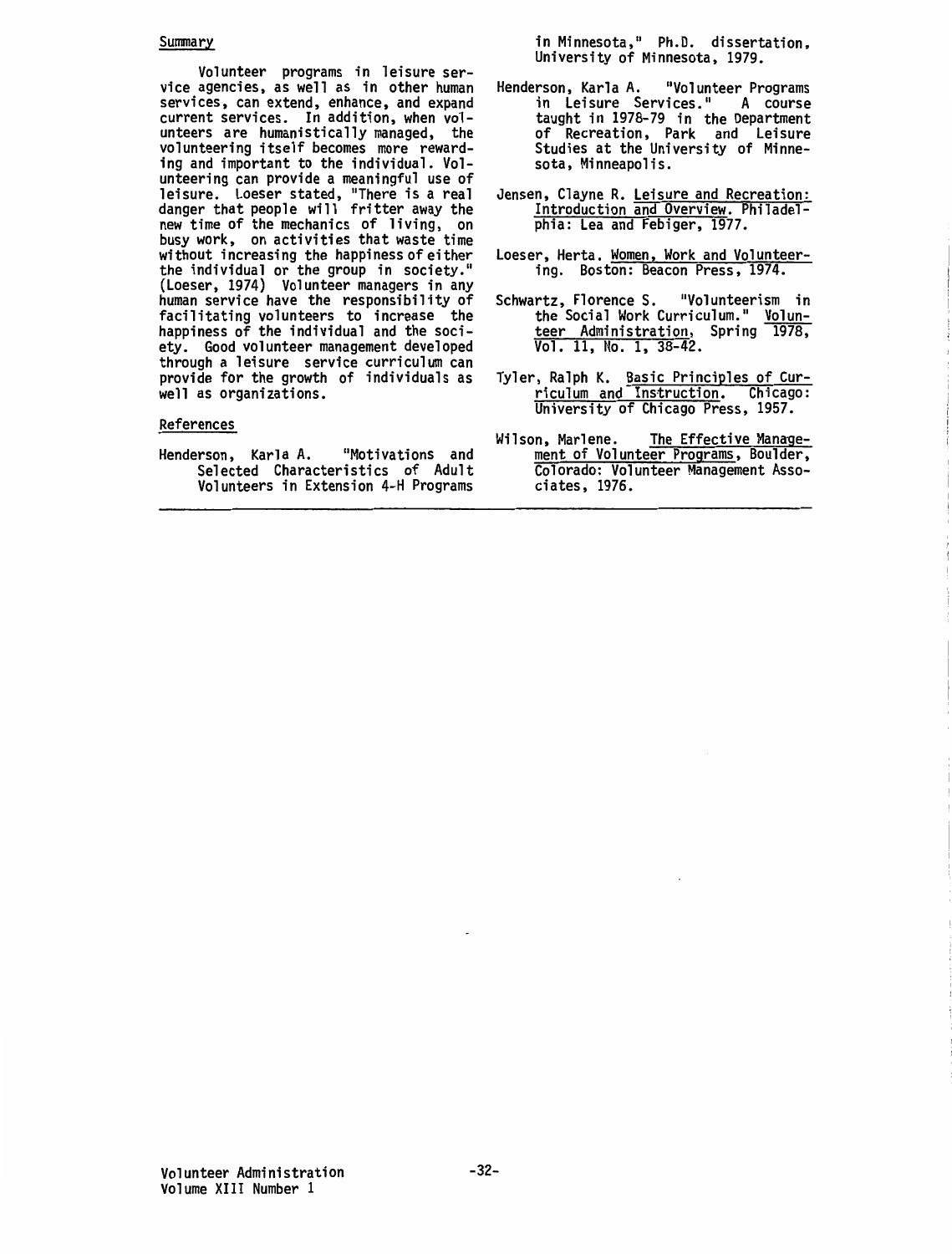## Summary

Volunteer programs in leisure service agencies, as well as in other human services, can extend, enhance, and expand current services. In addition, when volunteers are humanistically managed, the volunteering itself becomes more rewarding and important to the individual. Volunteering can provide a meaningful use of leisure. Loeser stated, "There is a real danger that people will fritter away the new time of the mechanics of living, on busy work, on activities that waste time without increasing the happiness of either the individual or the group in society." (Loeser, 1974) Volunteer managers in any human service have the responsibility of facilitating volunteers to increase the happiness of the individual and the society. Good volunteer management developed through a leisure service curriculum can provide for the growth of individuals as well as organizations.

## References

Henderson, Karla A. "Motivations and Selected Characteristics of Adult Volunteers in Extension 4-H Programs in Minnesota," Ph.D. dissertation, University of Minnesota, 1979.

Henderson, Karla A. "Volunteer Programs in Leisure Services." A course taught in 1978-79 in the Department of Recreation, Park and Leisure Studies at the University of Minnesota, Minneapolis.

Jensen, Clayne R. Leisure and Recreation: Introduction and Overview. Philadelphia: Lea and Febiger, 1977.

Loeser, Herta. Women, Work and Volunteering. Boston: Beacon Press, 1974.

Schwartz, Florence S. "Volunteerism in the Social Work Curriculum." Volunteer Administration, Spring 1978, Vol. 11, No. 1, 38-42.

Tyler, Ralph K. Basic Principles of Curriculum and Instruction. Chicago: University of Chicago Press, 1957.

Wilson, Marlene. The Effective Management of Volunteer Programs, Boulder, Colorado: Volunteer Management Associates, 1976.